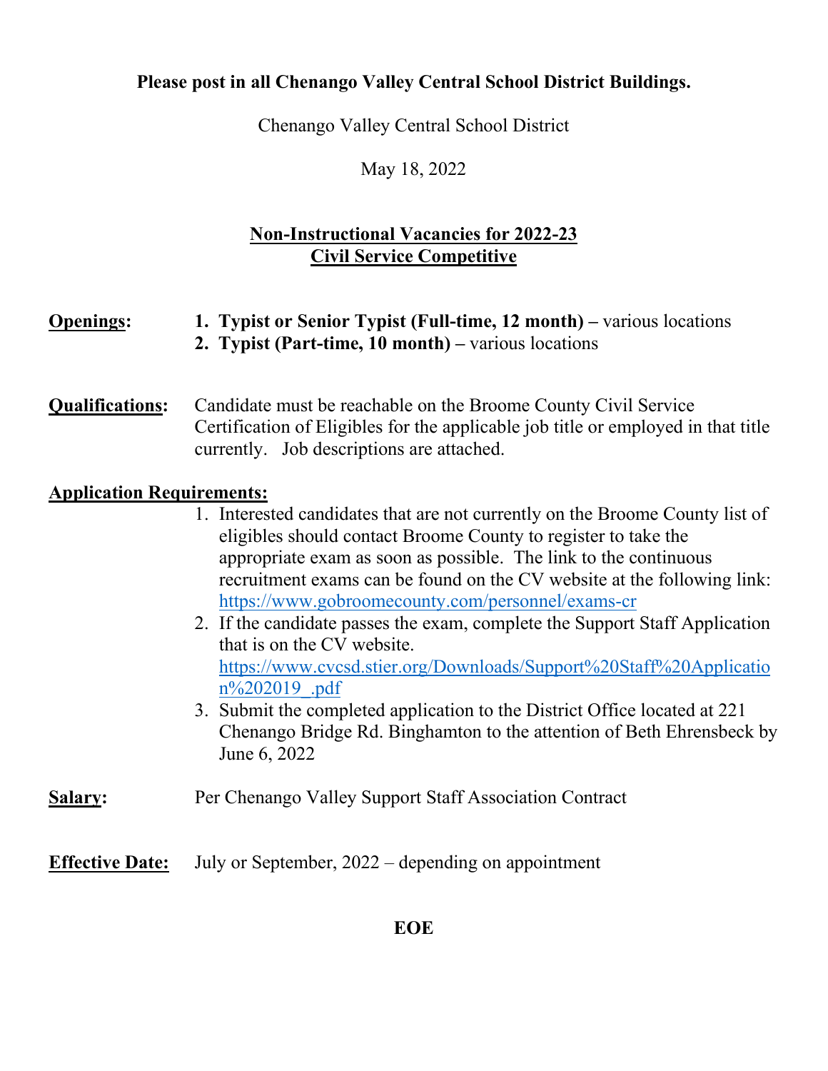**Please post in all Chenango Valley Central School District Buildings.**

Chenango Valley Central School District

May 18, 2022

## Non-Instructional Vacancies for 2022-23
## Civil Service Competitive

**Openings:**

1. **Typist or Senior Typist (Full-time, 12 month) –** various locations
2. **Typist (Part-time, 10 month) –** various locations

**Qualifications:** Candidate must be reachable on the Broome County Civil Service Certification of Eligibles for the applicable job title or employed in that title currently. Job descriptions are attached.

**Application Requirements:**

1. Interested candidates that are not currently on the Broome County list of eligibles should contact Broome County to register to take the appropriate exam as soon as possible. The link to the continuous recruitment exams can be found on the CV website at the following link: https://www.gobroomecounty.com/personnel/exams-cr
2. If the candidate passes the exam, complete the Support Staff Application that is on the CV website. https://www.cvcsd.stier.org/Downloads/Support%20Staff%20Application%202019_.pdf
3. Submit the completed application to the District Office located at 221 Chenango Bridge Rd. Binghamton to the attention of Beth Ehrensbeck by June 6, 2022

**Salary:** Per Chenango Valley Support Staff Association Contract

**Effective Date:** July or September, 2022 – depending on appointment

**EOE**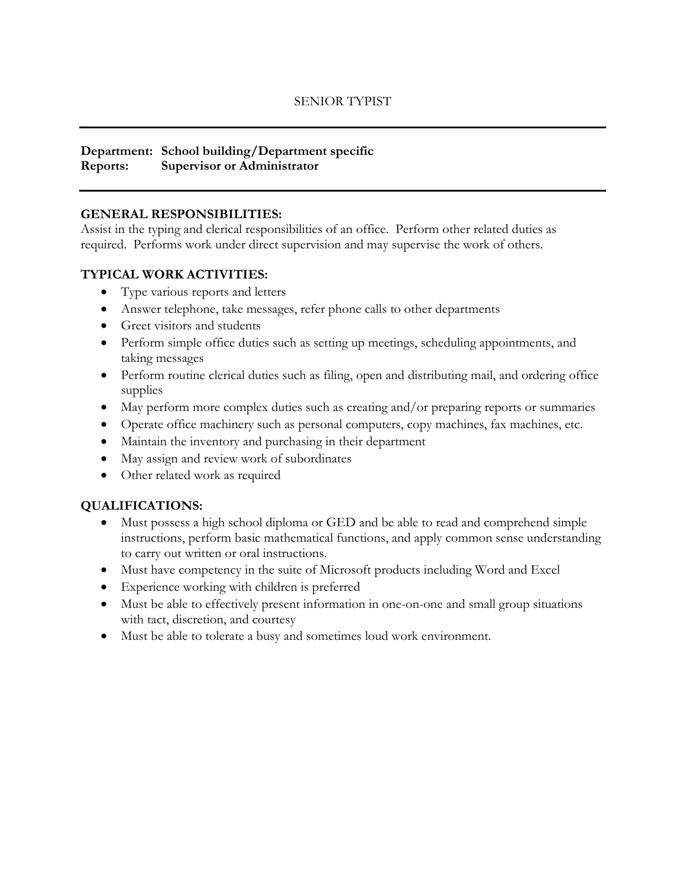# SENIOR TYPIST

---

**Department:** **School building/Department specific**
**Reports:** **Supervisor or Administrator**

---

## GENERAL RESPONSIBILITIES:

Assist in the typing and clerical responsibilities of an office. Perform other related duties as required. Performs work under direct supervision and may supervise the work of others.

## TYPICAL WORK ACTIVITIES:

- Type various reports and letters
- Answer telephone, take messages, refer phone calls to other departments
- Greet visitors and students
- Perform simple office duties such as setting up meetings, scheduling appointments, and taking messages
- Perform routine clerical duties such as filing, open and distributing mail, and ordering office supplies
- May perform more complex duties such as creating and/or preparing reports or summaries
- Operate office machinery such as personal computers, copy machines, fax machines, etc.
- Maintain the inventory and purchasing in their department
- May assign and review work of subordinates
- Other related work as required

## QUALIFICATIONS:

- Must possess a high school diploma or GED and be able to read and comprehend simple instructions, perform basic mathematical functions, and apply common sense understanding to carry out written or oral instructions.
- Must have competency in the suite of Microsoft products including Word and Excel
- Experience working with children is preferred
- Must be able to effectively present information in one-on-one and small group situations with tact, discretion, and courtesy
- Must be able to tolerate a busy and sometimes loud work environment.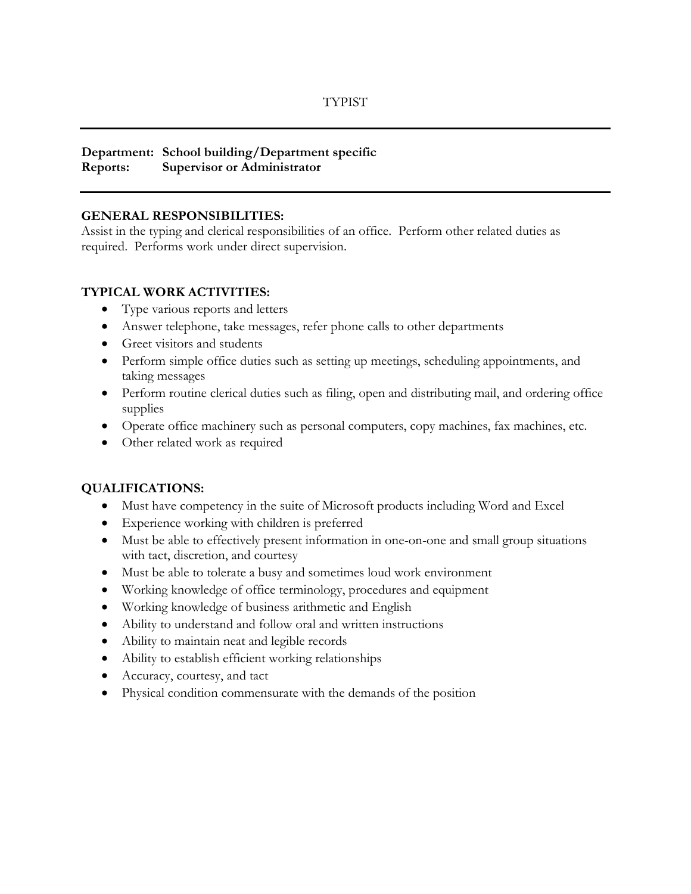# TYPIST

---

**Department:** **School building/Department specific**
**Reports:** **Supervisor or Administrator**

---

## GENERAL RESPONSIBILITIES:

Assist in the typing and clerical responsibilities of an office. Perform other related duties as required. Performs work under direct supervision.

## TYPICAL WORK ACTIVITIES:

- Type various reports and letters
- Answer telephone, take messages, refer phone calls to other departments
- Greet visitors and students
- Perform simple office duties such as setting up meetings, scheduling appointments, and taking messages
- Perform routine clerical duties such as filing, open and distributing mail, and ordering office supplies
- Operate office machinery such as personal computers, copy machines, fax machines, etc.
- Other related work as required

## QUALIFICATIONS:

- Must have competency in the suite of Microsoft products including Word and Excel
- Experience working with children is preferred
- Must be able to effectively present information in one-on-one and small group situations with tact, discretion, and courtesy
- Must be able to tolerate a busy and sometimes loud work environment
- Working knowledge of office terminology, procedures and equipment
- Working knowledge of business arithmetic and English
- Ability to understand and follow oral and written instructions
- Ability to maintain neat and legible records
- Ability to establish efficient working relationships
- Accuracy, courtesy, and tact
- Physical condition commensurate with the demands of the position